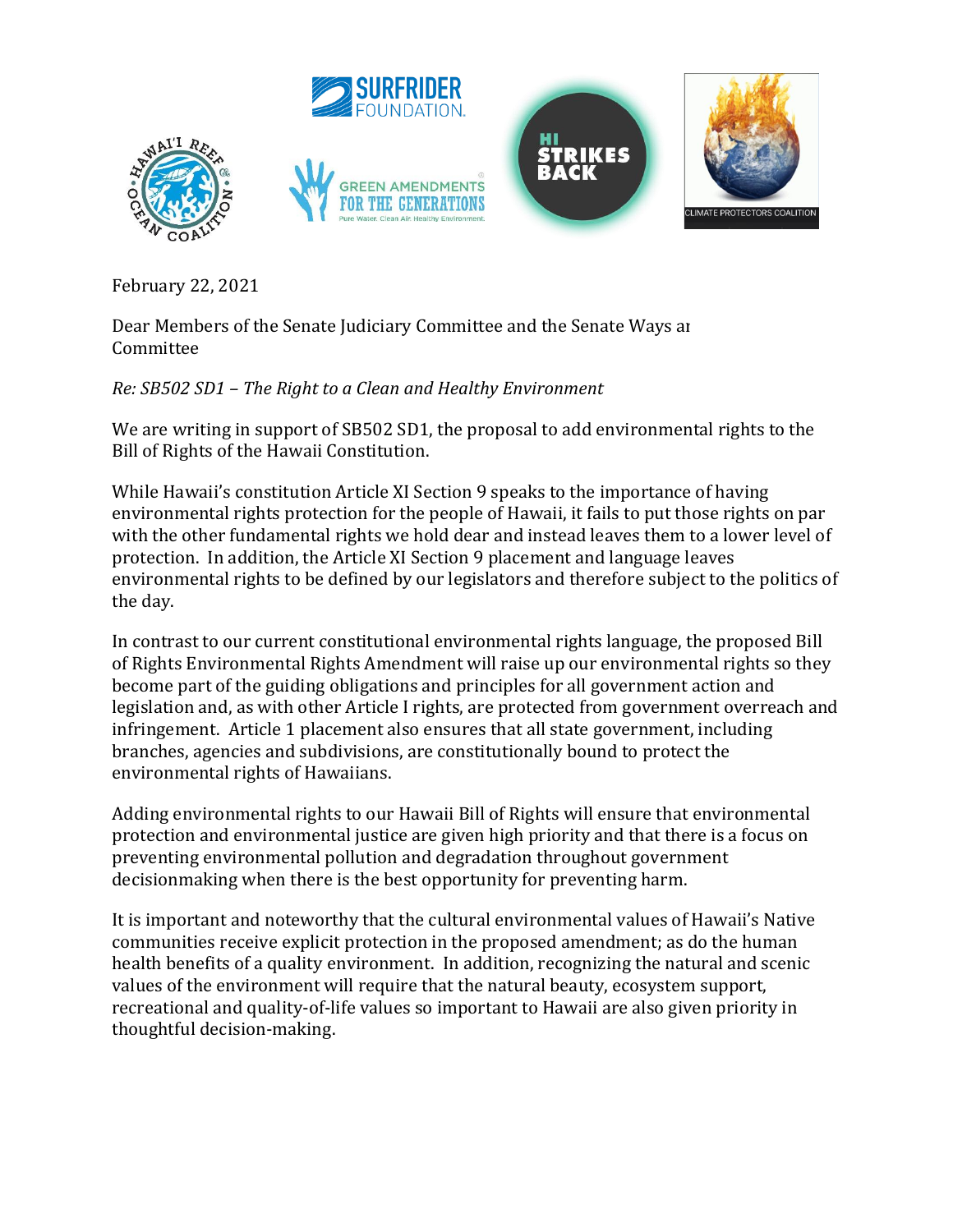February 22, 2021

Dear Members of the Senate Judiciary Committee and the Senate Ways ar
Committee

*Re: SB502 SD1 – The Right to a Clean and Healthy Environment*

We are writing in support of SB502 SD1, the proposal to add environmental rights to the Bill of Rights of the Hawaii Constitution.

While Hawaii's constitution Article XI Section 9 speaks to the importance of having environmental rights protection for the people of Hawaii, it fails to put those rights on par with the other fundamental rights we hold dear and instead leaves them to a lower level of protection. In addition, the Article XI Section 9 placement and language leaves environmental rights to be defined by our legislators and therefore subject to the politics of the day.

In contrast to our current constitutional environmental rights language, the proposed Bill of Rights Environmental Rights Amendment will raise up our environmental rights so they become part of the guiding obligations and principles for all government action and legislation and, as with other Article I rights, are protected from government overreach and infringement. Article 1 placement also ensures that all state government, including branches, agencies and subdivisions, are constitutionally bound to protect the environmental rights of Hawaiians.

Adding environmental rights to our Hawaii Bill of Rights will ensure that environmental protection and environmental justice are given high priority and that there is a focus on preventing environmental pollution and degradation throughout government decisionmaking when there is the best opportunity for preventing harm.

It is important and noteworthy that the cultural environmental values of Hawaii's Native communities receive explicit protection in the proposed amendment; as do the human health benefits of a quality environment. In addition, recognizing the natural and scenic values of the environment will require that the natural beauty, ecosystem support, recreational and quality-of-life values so important to Hawaii are also given priority in thoughtful decision-making.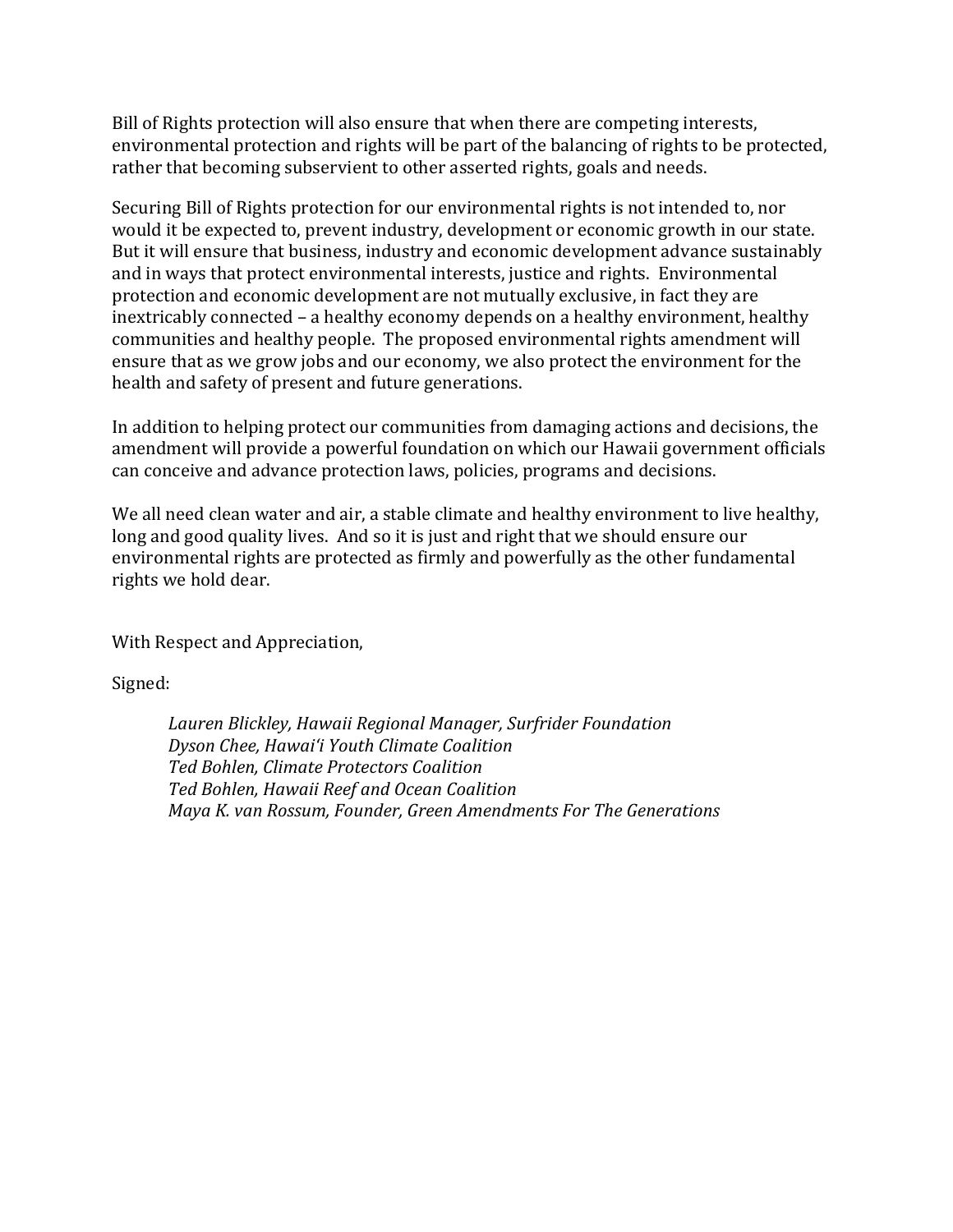Bill of Rights protection will also ensure that when there are competing interests, environmental protection and rights will be part of the balancing of rights to be protected, rather that becoming subservient to other asserted rights, goals and needs.

Securing Bill of Rights protection for our environmental rights is not intended to, nor would it be expected to, prevent industry, development or economic growth in our state. But it will ensure that business, industry and economic development advance sustainably and in ways that protect environmental interests, justice and rights. Environmental protection and economic development are not mutually exclusive, in fact they are inextricably connected – a healthy economy depends on a healthy environment, healthy communities and healthy people. The proposed environmental rights amendment will ensure that as we grow jobs and our economy, we also protect the environment for the health and safety of present and future generations.

In addition to helping protect our communities from damaging actions and decisions, the amendment will provide a powerful foundation on which our Hawaii government officials can conceive and advance protection laws, policies, programs and decisions.

We all need clean water and air, a stable climate and healthy environment to live healthy, long and good quality lives. And so it is just and right that we should ensure our environmental rights are protected as firmly and powerfully as the other fundamental rights we hold dear.

With Respect and Appreciation,

Signed:

*Lauren Blickley, Hawaii Regional Manager, Surfrider Foundation*
*Dyson Chee, Hawai'i Youth Climate Coalition*
*Ted Bohlen, Climate Protectors Coalition*
*Ted Bohlen, Hawaii Reef and Ocean Coalition*
*Maya K. van Rossum, Founder, Green Amendments For The Generations*